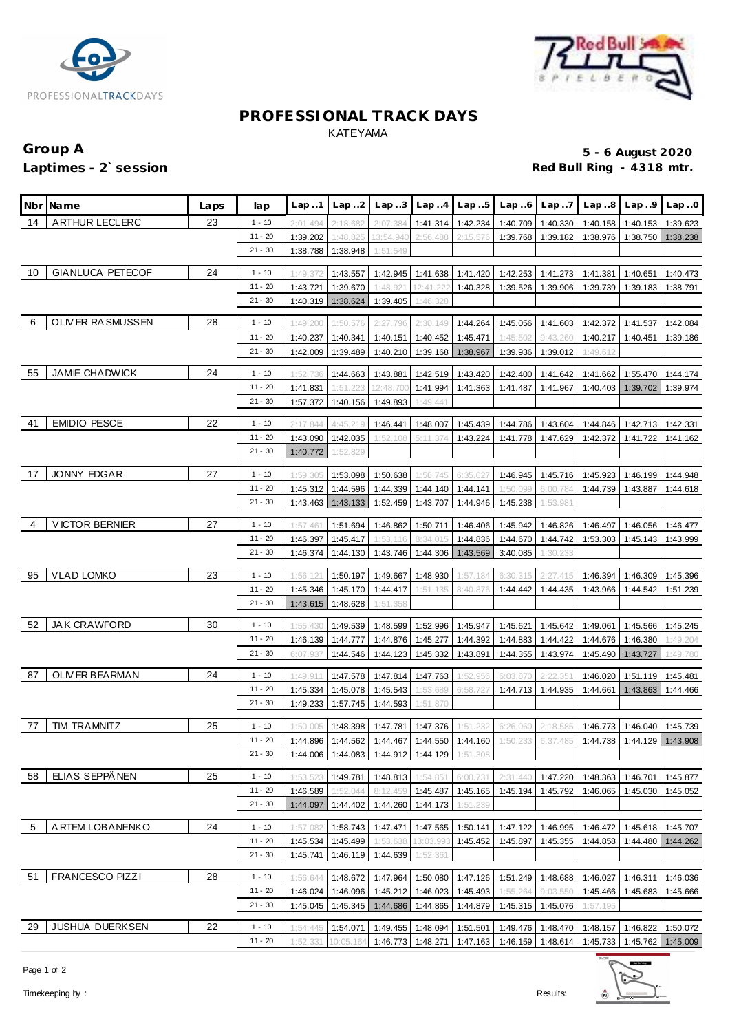# PROFESSIONAL TRACK DAYS

KATEYAMA

**Group A** — **5 - 6 August 2020**

**Laptimes - 2` session** — **Red Bull Ring - 4318 mtr.**

| Nbr | Name | Laps | lap | Lap..1 | Lap..2 | Lap..3 | Lap..4 | Lap..5 | Lap..6 | Lap..7 | Lap..8 | Lap..9 | Lap..0 |
|---|---|---|---|---|---|---|---|---|---|---|---|---|---|
| 14 | ARTHUR LECLERC | 23 | 1 - 10 | 2:01.494 | 2:18.682 | 2:07.384 | 1:41.314 | 1:42.234 | 1:40.709 | 1:40.330 | 1:40.158 | 1:40.153 | 1:39.623 |
| | | | 11 - 20 | 1:39.202 | 1:48.825 | 13:54.940 | 2:56.488 | 2:15.576 | 1:39.768 | 1:39.182 | 1:38.976 | 1:38.750 | 1:38.238 |
| | | | 21 - 30 | 1:38.788 | 1:38.948 | 1:51.549 | | | | | | | |
| 10 | GIANLUCA PETECOF | 24 | 1 - 10 | 1:49.372 | 1:43.557 | 1:42.945 | 1:41.638 | 1:41.420 | 1:42.253 | 1:41.273 | 1:41.381 | 1:40.651 | 1:40.473 |
| | | | 11 - 20 | 1:43.721 | 1:39.670 | 1:48.921 | 12:41.222 | 1:40.328 | 1:39.526 | 1:39.906 | 1:39.739 | 1:39.183 | 1:38.791 |
| | | | 21 - 30 | 1:40.319 | 1:38.624 | 1:39.405 | 1:46.328 | | | | | | |
| 6 | OLIVER RASMUSSEN | 28 | 1 - 10 | 1:49.200 | 1:50.576 | 2:27.796 | 2:30.149 | 1:44.264 | 1:45.056 | 1:41.603 | 1:42.372 | 1:41.537 | 1:42.084 |
| | | | 11 - 20 | 1:40.237 | 1:40.341 | 1:40.151 | 1:40.452 | 1:45.471 | 1:45.502 | 9:43.260 | 1:40.217 | 1:40.451 | 1:39.186 |
| | | | 21 - 30 | 1:42.009 | 1:39.489 | 1:40.210 | 1:39.168 | 1:38.967 | 1:39.936 | 1:39.012 | 1:49.612 | | |
| 55 | JAMIE CHADWICK | 24 | 1 - 10 | 1:52.736 | 1:44.663 | 1:43.881 | 1:42.519 | 1:43.420 | 1:42.400 | 1:41.642 | 1:41.662 | 1:55.470 | 1:44.174 |
| | | | 11 - 20 | 1:41.831 | 1:51.223 | 12:48.700 | 1:41.994 | 1:41.363 | 1:41.487 | 1:41.967 | 1:40.403 | 1:39.702 | 1:39.974 |
| | | | 21 - 30 | 1:57.372 | 1:40.156 | 1:49.893 | 1:49.441 | | | | | | |
| 41 | EMIDIO PESCE | 22 | 1 - 10 | 2:17.844 | 4:45.219 | 1:46.441 | 1:48.007 | 1:45.439 | 1:44.786 | 1:43.604 | 1:44.846 | 1:42.713 | 1:42.331 |
| | | | 11 - 20 | 1:43.090 | 1:42.035 | 1:52.108 | 5:11.374 | 1:43.224 | 1:41.778 | 1:47.629 | 1:42.372 | 1:41.722 | 1:41.162 |
| | | | 21 - 30 | 1:40.772 | 1:52.829 | | | | | | | | |
| 17 | JONNY EDGAR | 27 | 1 - 10 | 1:59.305 | 1:53.098 | 1:50.638 | 1:58.745 | 6:35.027 | 1:46.945 | 1:45.716 | 1:45.923 | 1:46.199 | 1:44.948 |
| | | | 11 - 20 | 1:45.312 | 1:44.596 | 1:44.339 | 1:44.140 | 1:44.141 | 1:50.099 | 6:00.784 | 1:44.739 | 1:43.887 | 1:44.618 |
| | | | 21 - 30 | 1:43.463 | 1:43.133 | 1:52.459 | 1:43.707 | 1:44.946 | 1:45.238 | 1:53.981 | | | |
| 4 | VICTOR BERNIER | 27 | 1 - 10 | 1:57.461 | 1:51.694 | 1:46.862 | 1:50.711 | 1:46.406 | 1:45.942 | 1:46.826 | 1:46.497 | 1:46.056 | 1:46.477 |
| | | | 11 - 20 | 1:46.397 | 1:45.417 | 1:53.116 | 8:34.015 | 1:44.836 | 1:44.670 | 1:44.742 | 1:53.303 | 1:45.143 | 1:43.999 |
| | | | 21 - 30 | 1:46.374 | 1:44.130 | 1:43.746 | 1:44.306 | 1:43.569 | 3:40.085 | 1:30.233 | | | |
| 95 | VLAD LOMKO | 23 | 1 - 10 | 1:56.121 | 1:50.197 | 1:49.667 | 1:48.930 | 1:57.184 | 6:30.315 | 2:27.415 | 1:46.394 | 1:46.309 | 1:45.396 |
| | | | 11 - 20 | 1:45.346 | 1:45.170 | 1:44.417 | 1:51.135 | 8:40.876 | 1:44.442 | 1:44.435 | 1:43.966 | 1:44.542 | 1:51.239 |
| | | | 21 - 30 | 1:43.615 | 1:48.628 | 1:51.358 | | | | | | | |
| 52 | JAK CRAWFORD | 30 | 1 - 10 | 1:55.430 | 1:49.539 | 1:48.599 | 1:52.996 | 1:45.947 | 1:45.621 | 1:45.642 | 1:49.061 | 1:45.566 | 1:45.245 |
| | | | 11 - 20 | 1:46.139 | 1:44.777 | 1:44.876 | 1:45.277 | 1:44.392 | 1:44.883 | 1:44.422 | 1:44.676 | 1:46.380 | 1:49.204 |
| | | | 21 - 30 | 6:07.937 | 1:44.546 | 1:44.123 | 1:45.332 | 1:43.891 | 1:44.355 | 1:43.974 | 1:45.490 | 1:43.727 | 1:49.780 |
| 87 | OLIVER BEARMAN | 24 | 1 - 10 | 1:49.911 | 1:47.578 | 1:47.814 | 1:47.763 | 1:52.956 | 6:03.870 | 2:22.351 | 1:46.020 | 1:51.119 | 1:45.481 |
| | | | 11 - 20 | 1:45.334 | 1:45.078 | 1:45.543 | 1:53.689 | 6:58.727 | 1:44.713 | 1:44.935 | 1:44.661 | 1:43.863 | 1:44.466 |
| | | | 21 - 30 | 1:49.233 | 1:57.745 | 1:44.593 | 1:51.870 | | | | | | |
| 77 | TIM TRAMNITZ | 25 | 1 - 10 | 1:50.005 | 1:48.398 | 1:47.781 | 1:47.376 | 1:51.232 | 6:26.060 | 2:18.585 | 1:46.773 | 1:46.040 | 1:45.739 |
| | | | 11 - 20 | 1:44.896 | 1:44.562 | 1:44.467 | 1:44.550 | 1:44.160 | 1:50.233 | 6:37.485 | 1:44.738 | 1:44.129 | 1:43.908 |
| | | | 21 - 30 | 1:44.006 | 1:44.083 | 1:44.912 | 1:44.129 | 1:51.308 | | | | | |
| 58 | ELIAS SEPPÄNEN | 25 | 1 - 10 | 1:53.523 | 1:49.781 | 1:48.813 | 1:54.851 | 6:00.731 | 2:31.440 | 1:47.220 | 1:48.363 | 1:46.701 | 1:45.877 |
| | | | 11 - 20 | 1:46.589 | 1:52.044 | 8:12.459 | 1:45.487 | 1:45.165 | 1:45.194 | 1:45.792 | 1:46.065 | 1:45.030 | 1:45.052 |
| | | | 21 - 30 | 1:44.097 | 1:44.402 | 1:44.260 | 1:44.173 | 1:51.239 | | | | | |
| 5 | ARTEM LOBANENKO | 24 | 1 - 10 | 1:57.082 | 1:58.743 | 1:47.471 | 1:47.565 | 1:50.141 | 1:47.122 | 1:46.995 | 1:46.472 | 1:45.618 | 1:45.707 |
| | | | 11 - 20 | 1:45.534 | 1:45.499 | 1:53.638 | 13:03.993 | 1:45.452 | 1:45.897 | 1:45.355 | 1:44.858 | 1:44.480 | 1:44.262 |
| | | | 21 - 30 | 1:45.741 | 1:46.119 | 1:44.639 | 1:52.361 | | | | | | |
| 51 | FRANCESCO PIZZI | 28 | 1 - 10 | 1:56.644 | 1:48.672 | 1:47.964 | 1:50.080 | 1:47.126 | 1:51.249 | 1:48.688 | 1:46.027 | 1:46.311 | 1:46.036 |
| | | | 11 - 20 | 1:46.024 | 1:46.096 | 1:45.212 | 1:46.023 | 1:45.493 | 1:55.264 | 9:03.550 | 1:45.466 | 1:45.683 | 1:45.666 |
| | | | 21 - 30 | 1:45.045 | 1:45.345 | 1:44.686 | 1:44.865 | 1:44.879 | 1:45.315 | 1:45.076 | 1:57.195 | | |
| 29 | JUSHUA DUERKSEN | 22 | 1 - 10 | 1:54.445 | 1:54.071 | 1:49.455 | 1:48.094 | 1:51.501 | 1:49.476 | 1:48.470 | 1:48.157 | 1:46.822 | 1:50.072 |
| | | | 11 - 20 | 1:52.331 | 10:05.164 | 1:46.773 | 1:48.271 | 1:47.163 | 1:46.159 | 1:48.614 | 1:45.733 | 1:45.762 | 1:45.009 |

Timekeeping by : Results: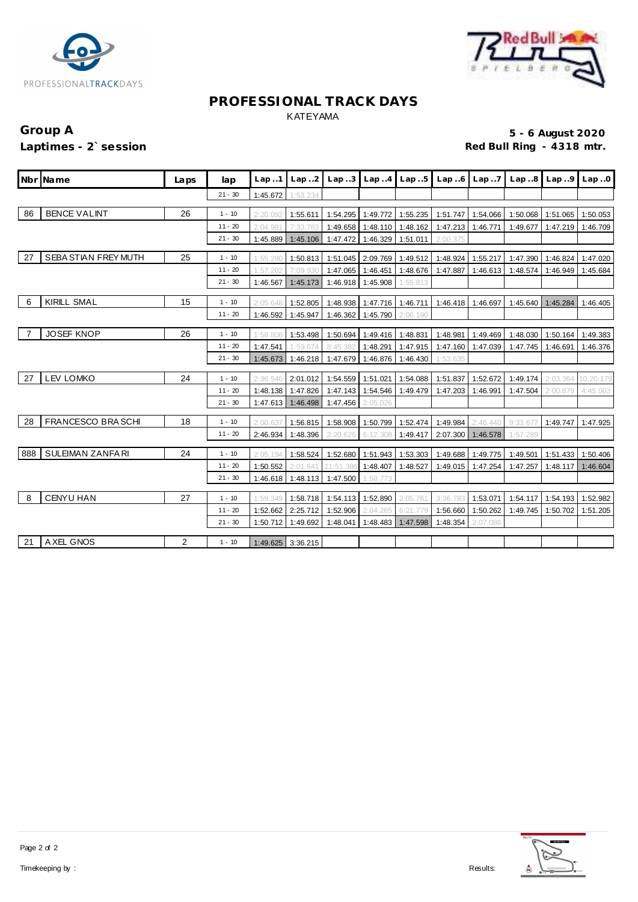# PROFESSIONAL TRACK DAYS

KATEYAMA

**Group A**
**Laptimes - 2` session**

**5 - 6 August 2020**
**Red Bull Ring - 4318 mtr.**

| Nbr | Name | Laps | lap | Lap..1 | Lap..2 | Lap..3 | Lap..4 | Lap..5 | Lap..6 | Lap..7 | Lap..8 | Lap..9 | Lap..0 |
|---|---|---|---|---|---|---|---|---|---|---|---|---|---|
| | | | 21 - 30 | 1:45.672 | 1:53.234 | | | | | | | | |
| 86 | BENCE VALINT | 26 | 1 - 10 | 2:20.092 | 1:55.611 | 1:54.295 | 1:49.772 | 1:55.235 | 1:51.747 | 1:54.066 | 1:50.068 | 1:51.065 | 1:50.053 |
| | | | 11 - 20 | 2:04.981 | 7:33.783 | 1:49.658 | 1:48.110 | 1:48.162 | 1:47.213 | 1:46.771 | 1:49.677 | 1:47.219 | 1:46.709 |
| | | | 21 - 30 | 1:45.889 | 1:45.106 | 1:47.472 | 1:46.329 | 1:51.011 | 2:00.375 | | | | |
| 27 | SEBASTIAN FREYMUTH | 25 | 1 - 10 | 1:55.280 | 1:50.813 | 1:51.045 | 2:09.769 | 1:49.512 | 1:48.924 | 1:55.217 | 1:47.390 | 1:46.824 | 1:47.020 |
| | | | 11 - 20 | 1:57.202 | 7:09.930 | 1:47.065 | 1:46.451 | 1:48.676 | 1:47.887 | 1:46.613 | 1:48.574 | 1:46.949 | 1:45.684 |
| | | | 21 - 30 | 1:46.567 | 1:45.173 | 1:46.918 | 1:45.908 | 1:55.813 | | | | | |
| 6 | KIRILL SMAL | 15 | 1 - 10 | 2:05.648 | 1:52.805 | 1:48.938 | 1:47.716 | 1:46.711 | 1:46.418 | 1:46.697 | 1:45.640 | 1:45.284 | 1:46.405 |
| | | | 11 - 20 | 1:46.592 | 1:45.947 | 1:46.362 | 1:45.790 | 2:06.190 | | | | | |
| 7 | JOSEF KNOP | 26 | 1 - 10 | 1:58.808 | 1:53.498 | 1:50.694 | 1:49.416 | 1:48.831 | 1:48.981 | 1:49.469 | 1:48.030 | 1:50.164 | 1:49.383 |
| | | | 11 - 20 | 1:47.541 | 1:59.674 | 8:45.382 | 1:48.291 | 1:47.915 | 1:47.160 | 1:47.039 | 1:47.745 | 1:46.691 | 1:46.376 |
| | | | 21 - 30 | 1:45.673 | 1:46.218 | 1:47.679 | 1:46.876 | 1:46.430 | 1:53.635 | | | | |
| 27 | LEV LOMKO | 24 | 1 - 10 | 2:36.540 | 2:01.012 | 1:54.559 | 1:51.021 | 1:54.088 | 1:51.837 | 1:52.672 | 1:49.174 | 2:03.364 | 10:20.179 |
| | | | 11 - 20 | 1:48.138 | 1:47.826 | 1:47.143 | 1:54.546 | 1:49.479 | 1:47.203 | 1:46.991 | 1:47.504 | 2:00.879 | 4:45.003 |
| | | | 21 - 30 | 1:47.613 | 1:46.498 | 1:47.456 | 2:05.026 | | | | | | |
| 28 | FRANCESCO BRASCHI | 18 | 1 - 10 | 2:00.637 | 1:56.815 | 1:58.908 | 1:50.799 | 1:52.474 | 1:49.984 | 2:46.440 | 9:33.677 | 1:49.747 | 1:47.925 |
| | | | 11 - 20 | 2:46.934 | 1:48.396 | 2:20.626 | 6:12.308 | 1:49.417 | 2:07.300 | 1:46.578 | 1:57.289 | | |
| 888 | SULEIMAN ZANFARI | 24 | 1 - 10 | 2:05.194 | 1:58.524 | 1:52.680 | 1:51.943 | 1:53.303 | 1:49.688 | 1:49.775 | 1:49.501 | 1:51.433 | 1:50.406 |
| | | | 11 - 20 | 1:50.552 | 2:01.641 | 11:51.386 | 1:48.407 | 1:48.527 | 1:49.015 | 1:47.254 | 1:47.257 | 1:48.117 | 1:46.604 |
| | | | 21 - 30 | 1:46.618 | 1:48.113 | 1:47.500 | 1:58.773 | | | | | | |
| 8 | CENYU HAN | 27 | 1 - 10 | 1:59.349 | 1:58.718 | 1:54.113 | 1:52.890 | 2:05.761 | 3:36.783 | 1:53.071 | 1:54.117 | 1:54.193 | 1:52.982 |
| | | | 11 - 20 | 1:52.662 | 2:25.712 | 1:52.906 | 2:04.265 | 6:21.779 | 1:56.660 | 1:50.262 | 1:49.745 | 1:50.702 | 1:51.205 |
| | | | 21 - 30 | 1:50.712 | 1:49.692 | 1:48.041 | 1:48.483 | 1:47.598 | 1:48.354 | 2:07.086 | | | |
| 21 | AXEL GNOS | 2 | 1 - 10 | 1:49.625 | 3:36.215 | | | | | | | | |

Timekeeping by :

Results: